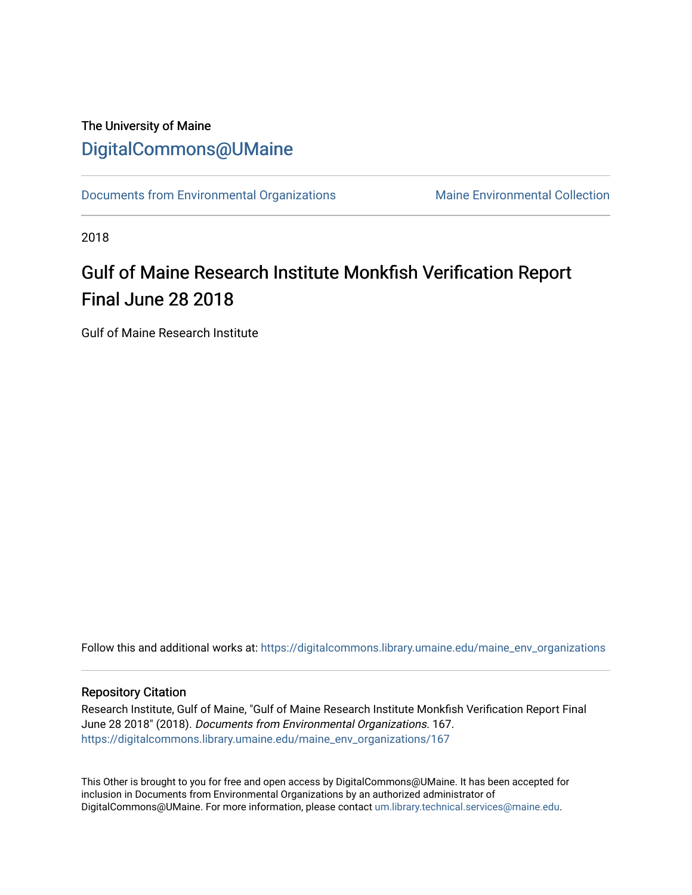The University of Maine

DigitalCommons@UMaine

Documents from Environmental Organizations | Maine Environmental Collection

2018

# Gulf of Maine Research Institute Monkfish Verification Report Final June 28 2018

Gulf of Maine Research Institute

Follow this and additional works at: https://digitalcommons.library.umaine.edu/maine_env_organizations

## Repository Citation

Research Institute, Gulf of Maine, "Gulf of Maine Research Institute Monkfish Verification Report Final June 28 2018" (2018). *Documents from Environmental Organizations*. 167.
https://digitalcommons.library.umaine.edu/maine_env_organizations/167

This Other is brought to you for free and open access by DigitalCommons@UMaine. It has been accepted for inclusion in Documents from Environmental Organizations by an authorized administrator of DigitalCommons@UMaine. For more information, please contact um.library.technical.services@maine.edu.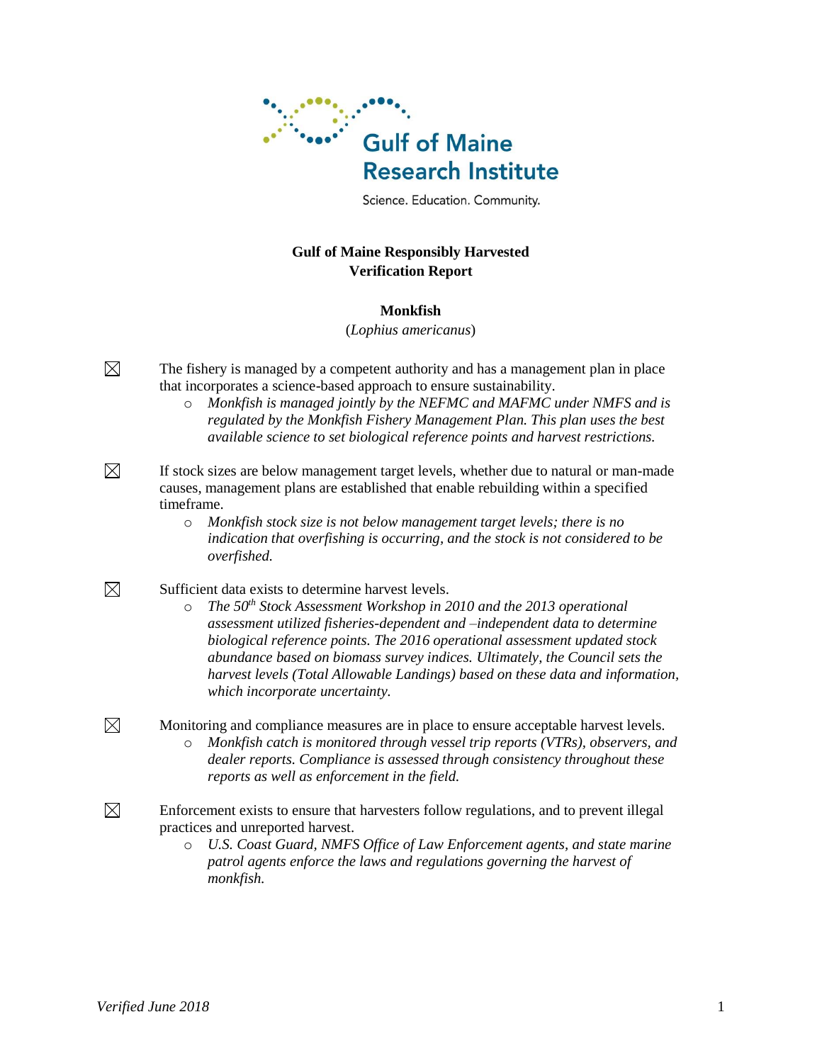Gulf of Maine Research Institute

Science. Education. Community.

**Gulf of Maine Responsibly Harvested**
**Verification Report**

**Monkfish**

(*Lophius americanus*)

☒ The fishery is managed by a competent authority and has a management plan in place that incorporates a science-based approach to ensure sustainability.

- *Monkfish is managed jointly by the NEFMC and MAFMC under NMFS and is regulated by the Monkfish Fishery Management Plan. This plan uses the best available science to set biological reference points and harvest restrictions.*

☒ If stock sizes are below management target levels, whether due to natural or man-made causes, management plans are established that enable rebuilding within a specified timeframe.

- *Monkfish stock size is not below management target levels; there is no indication that overfishing is occurring, and the stock is not considered to be overfished.*

☒ Sufficient data exists to determine harvest levels.

- *The 50th Stock Assessment Workshop in 2010 and the 2013 operational assessment utilized fisheries-dependent and –independent data to determine biological reference points. The 2016 operational assessment updated stock abundance based on biomass survey indices. Ultimately, the Council sets the harvest levels (Total Allowable Landings) based on these data and information, which incorporate uncertainty.*

☒ Monitoring and compliance measures are in place to ensure acceptable harvest levels.

- *Monkfish catch is monitored through vessel trip reports (VTRs), observers, and dealer reports. Compliance is assessed through consistency throughout these reports as well as enforcement in the field.*

☒ Enforcement exists to ensure that harvesters follow regulations, and to prevent illegal practices and unreported harvest.

- *U.S. Coast Guard, NMFS Office of Law Enforcement agents, and state marine patrol agents enforce the laws and regulations governing the harvest of monkfish.*

*Verified June 2018*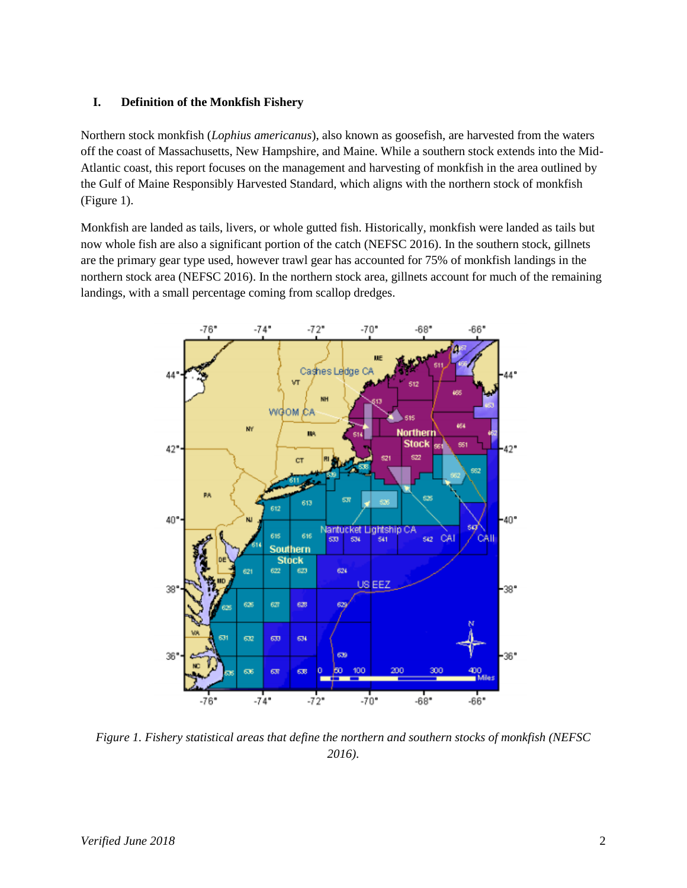## I. Definition of the Monkfish Fishery

Northern stock monkfish (*Lophius americanus*), also known as goosefish, are harvested from the waters off the coast of Massachusetts, New Hampshire, and Maine. While a southern stock extends into the Mid-Atlantic coast, this report focuses on the management and harvesting of monkfish in the area outlined by the Gulf of Maine Responsibly Harvested Standard, which aligns with the northern stock of monkfish (Figure 1).

Monkfish are landed as tails, livers, or whole gutted fish. Historically, monkfish were landed as tails but now whole fish are also a significant portion of the catch (NEFSC 2016). In the southern stock, gillnets are the primary gear type used, however trawl gear has accounted for 75% of monkfish landings in the northern stock area (NEFSC 2016). In the northern stock area, gillnets account for much of the remaining landings, with a small percentage coming from scallop dredges.

*Figure 1. Fishery statistical areas that define the northern and southern stocks of monkfish (NEFSC 2016).*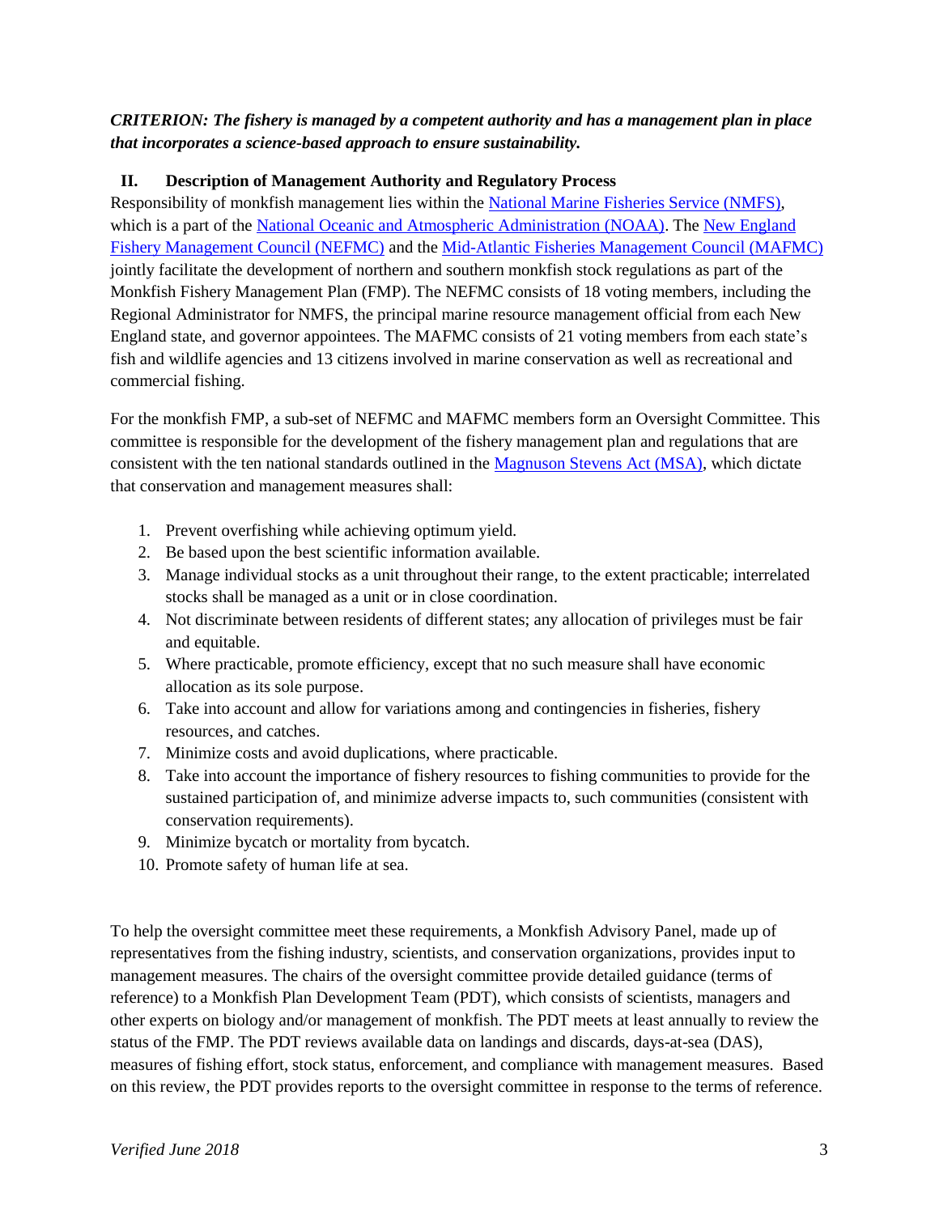***CRITERION: The fishery is managed by a competent authority and has a management plan in place that incorporates a science-based approach to ensure sustainability.***

## II. Description of Management Authority and Regulatory Process

Responsibility of monkfish management lies within the National Marine Fisheries Service (NMFS), which is a part of the National Oceanic and Atmospheric Administration (NOAA). The New England Fishery Management Council (NEFMC) and the Mid-Atlantic Fisheries Management Council (MAFMC) jointly facilitate the development of northern and southern monkfish stock regulations as part of the Monkfish Fishery Management Plan (FMP). The NEFMC consists of 18 voting members, including the Regional Administrator for NMFS, the principal marine resource management official from each New England state, and governor appointees. The MAFMC consists of 21 voting members from each state's fish and wildlife agencies and 13 citizens involved in marine conservation as well as recreational and commercial fishing.

For the monkfish FMP, a sub-set of NEFMC and MAFMC members form an Oversight Committee. This committee is responsible for the development of the fishery management plan and regulations that are consistent with the ten national standards outlined in the Magnuson Stevens Act (MSA), which dictate that conservation and management measures shall:

1. Prevent overfishing while achieving optimum yield.
2. Be based upon the best scientific information available.
3. Manage individual stocks as a unit throughout their range, to the extent practicable; interrelated stocks shall be managed as a unit or in close coordination.
4. Not discriminate between residents of different states; any allocation of privileges must be fair and equitable.
5. Where practicable, promote efficiency, except that no such measure shall have economic allocation as its sole purpose.
6. Take into account and allow for variations among and contingencies in fisheries, fishery resources, and catches.
7. Minimize costs and avoid duplications, where practicable.
8. Take into account the importance of fishery resources to fishing communities to provide for the sustained participation of, and minimize adverse impacts to, such communities (consistent with conservation requirements).
9. Minimize bycatch or mortality from bycatch.
10. Promote safety of human life at sea.

To help the oversight committee meet these requirements, a Monkfish Advisory Panel, made up of representatives from the fishing industry, scientists, and conservation organizations, provides input to management measures. The chairs of the oversight committee provide detailed guidance (terms of reference) to a Monkfish Plan Development Team (PDT), which consists of scientists, managers and other experts on biology and/or management of monkfish. The PDT meets at least annually to review the status of the FMP. The PDT reviews available data on landings and discards, days-at-sea (DAS), measures of fishing effort, stock status, enforcement, and compliance with management measures. Based on this review, the PDT provides reports to the oversight committee in response to the terms of reference.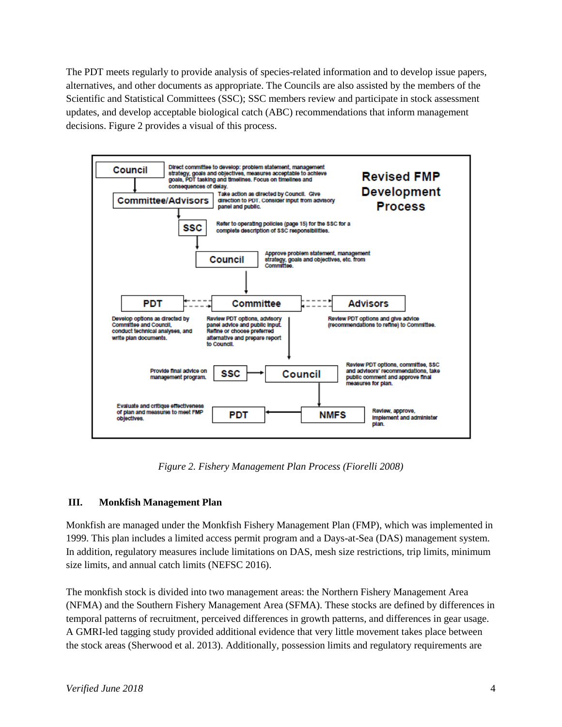The PDT meets regularly to provide analysis of species-related information and to develop issue papers, alternatives, and other documents as appropriate. The Councils are also assisted by the members of the Scientific and Statistical Committees (SSC); SSC members review and participate in stock assessment updates, and develop acceptable biological catch (ABC) recommendations that inform management decisions. Figure 2 provides a visual of this process.

**Revised FMP Development Process**

- **Council** – Direct committee to develop: problem statement, management strategy, goals and objectives, measures acceptable to achieve goals, PDT tasking and timelines. Focus on timelines and consequences of delay.
- **Committee/Advisors** – Take action as directed by Council. Give direction to PDT. Consider input from advisory panel and public.
- **SSC** – Refer to operating policies (page 15) for the SSC for a complete description of SSC responsibilities.
- **Council** – Approve problem statement, management strategy, goals and objectives, etc. from Committee.
- **PDT** – Develop options as directed by Committee and Council, conduct technical analyses, and write plan documents.
- **Committee** – Review PDT options, advisory panel advice and public input. Refine or choose preferred alternative and prepare report to Council.
- **Advisors** – Review PDT options and give advice (recommendations to refine) to Committee.
- **SSC** – Provide final advice on management program.
- **Council** – Review PDT options, committee, SSC and advisors' recommendations, take public comment and approve final measures for plan.
- **NMFS** – Review, approve, implement and administer plan.
- **PDT** – Evaluate and critique effectiveness of plan and measures to meet FMP objectives.

*Figure 2. Fishery Management Plan Process (Fiorelli 2008)*

## III. Monkfish Management Plan

Monkfish are managed under the Monkfish Fishery Management Plan (FMP), which was implemented in 1999. This plan includes a limited access permit program and a Days-at-Sea (DAS) management system. In addition, regulatory measures include limitations on DAS, mesh size restrictions, trip limits, minimum size limits, and annual catch limits (NEFSC 2016).

The monkfish stock is divided into two management areas: the Northern Fishery Management Area (NFMA) and the Southern Fishery Management Area (SFMA). These stocks are defined by differences in temporal patterns of recruitment, perceived differences in growth patterns, and differences in gear usage. A GMRI-led tagging study provided additional evidence that very little movement takes place between the stock areas (Sherwood et al. 2013). Additionally, possession limits and regulatory requirements are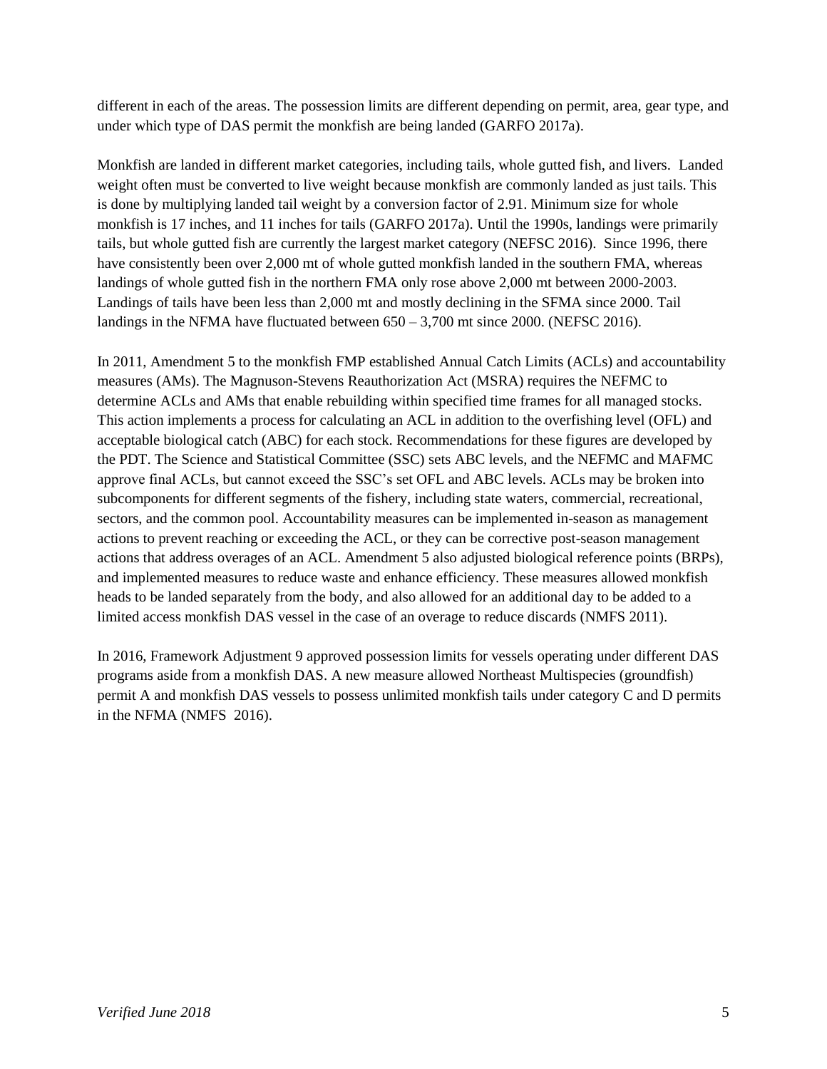different in each of the areas. The possession limits are different depending on permit, area, gear type, and under which type of DAS permit the monkfish are being landed (GARFO 2017a).

Monkfish are landed in different market categories, including tails, whole gutted fish, and livers. Landed weight often must be converted to live weight because monkfish are commonly landed as just tails. This is done by multiplying landed tail weight by a conversion factor of 2.91. Minimum size for whole monkfish is 17 inches, and 11 inches for tails (GARFO 2017a). Until the 1990s, landings were primarily tails, but whole gutted fish are currently the largest market category (NEFSC 2016). Since 1996, there have consistently been over 2,000 mt of whole gutted monkfish landed in the southern FMA, whereas landings of whole gutted fish in the northern FMA only rose above 2,000 mt between 2000-2003. Landings of tails have been less than 2,000 mt and mostly declining in the SFMA since 2000. Tail landings in the NFMA have fluctuated between 650 – 3,700 mt since 2000. (NEFSC 2016).

In 2011, Amendment 5 to the monkfish FMP established Annual Catch Limits (ACLs) and accountability measures (AMs). The Magnuson-Stevens Reauthorization Act (MSRA) requires the NEFMC to determine ACLs and AMs that enable rebuilding within specified time frames for all managed stocks. This action implements a process for calculating an ACL in addition to the overfishing level (OFL) and acceptable biological catch (ABC) for each stock. Recommendations for these figures are developed by the PDT. The Science and Statistical Committee (SSC) sets ABC levels, and the NEFMC and MAFMC approve final ACLs, but cannot exceed the SSC's set OFL and ABC levels. ACLs may be broken into subcomponents for different segments of the fishery, including state waters, commercial, recreational, sectors, and the common pool. Accountability measures can be implemented in-season as management actions to prevent reaching or exceeding the ACL, or they can be corrective post-season management actions that address overages of an ACL. Amendment 5 also adjusted biological reference points (BRPs), and implemented measures to reduce waste and enhance efficiency. These measures allowed monkfish heads to be landed separately from the body, and also allowed for an additional day to be added to a limited access monkfish DAS vessel in the case of an overage to reduce discards (NMFS 2011).

In 2016, Framework Adjustment 9 approved possession limits for vessels operating under different DAS programs aside from a monkfish DAS. A new measure allowed Northeast Multispecies (groundfish) permit A and monkfish DAS vessels to possess unlimited monkfish tails under category C and D permits in the NFMA (NMFS 2016).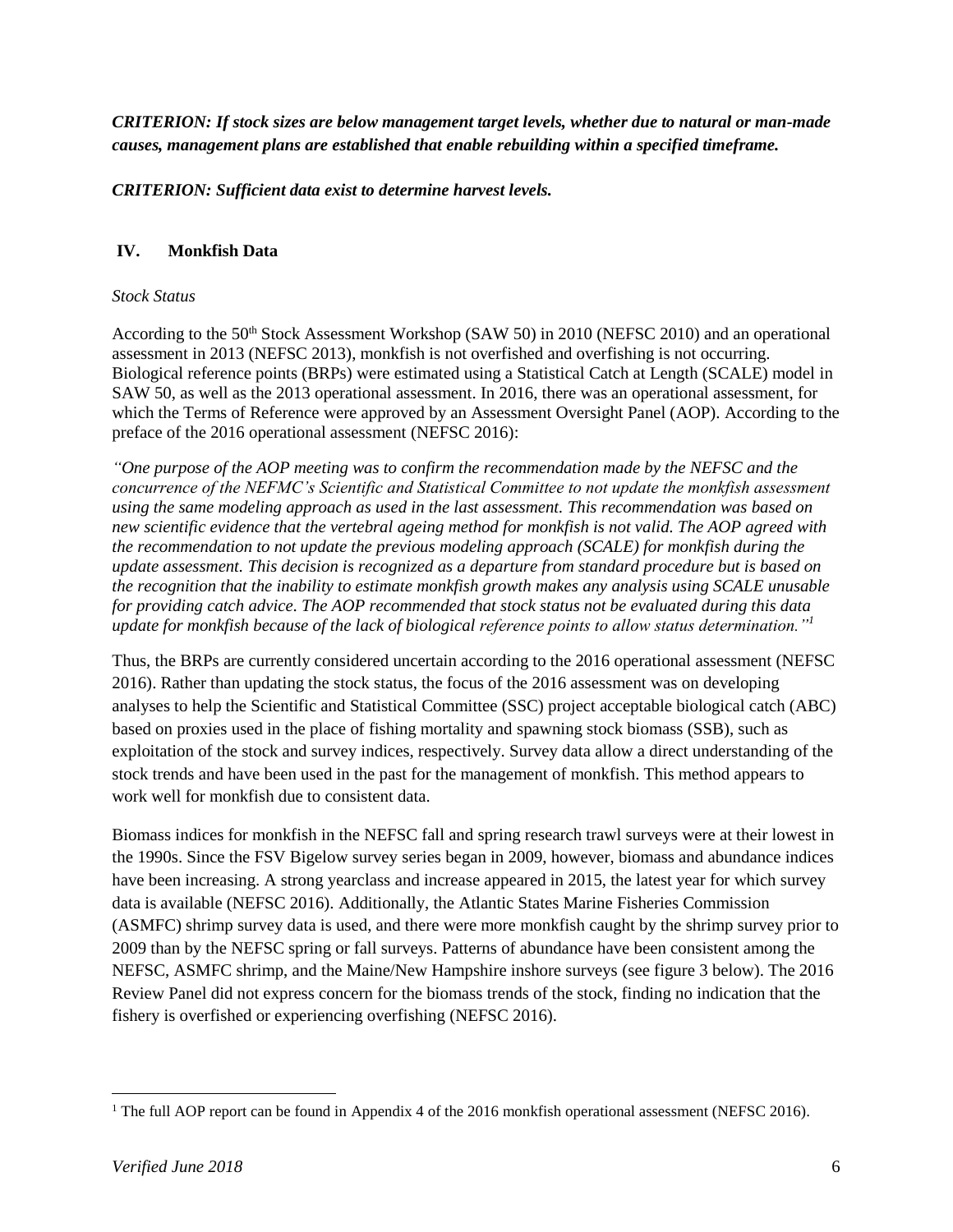***CRITERION: If stock sizes are below management target levels, whether due to natural or man-made causes, management plans are established that enable rebuilding within a specified timeframe.***

***CRITERION: Sufficient data exist to determine harvest levels.***

## IV. Monkfish Data

*Stock Status*

According to the 50th Stock Assessment Workshop (SAW 50) in 2010 (NEFSC 2010) and an operational assessment in 2013 (NEFSC 2013), monkfish is not overfished and overfishing is not occurring. Biological reference points (BRPs) were estimated using a Statistical Catch at Length (SCALE) model in SAW 50, as well as the 2013 operational assessment. In 2016, there was an operational assessment, for which the Terms of Reference were approved by an Assessment Oversight Panel (AOP). According to the preface of the 2016 operational assessment (NEFSC 2016):

*"One purpose of the AOP meeting was to confirm the recommendation made by the NEFSC and the concurrence of the NEFMC's Scientific and Statistical Committee to not update the monkfish assessment using the same modeling approach as used in the last assessment. This recommendation was based on new scientific evidence that the vertebral ageing method for monkfish is not valid. The AOP agreed with the recommendation to not update the previous modeling approach (SCALE) for monkfish during the update assessment. This decision is recognized as a departure from standard procedure but is based on the recognition that the inability to estimate monkfish growth makes any analysis using SCALE unusable for providing catch advice. The AOP recommended that stock status not be evaluated during this data update for monkfish because of the lack of biological reference points to allow status determination."*[1]

Thus, the BRPs are currently considered uncertain according to the 2016 operational assessment (NEFSC 2016). Rather than updating the stock status, the focus of the 2016 assessment was on developing analyses to help the Scientific and Statistical Committee (SSC) project acceptable biological catch (ABC) based on proxies used in the place of fishing mortality and spawning stock biomass (SSB), such as exploitation of the stock and survey indices, respectively. Survey data allow a direct understanding of the stock trends and have been used in the past for the management of monkfish. This method appears to work well for monkfish due to consistent data.

Biomass indices for monkfish in the NEFSC fall and spring research trawl surveys were at their lowest in the 1990s. Since the FSV Bigelow survey series began in 2009, however, biomass and abundance indices have been increasing. A strong yearclass and increase appeared in 2015, the latest year for which survey data is available (NEFSC 2016). Additionally, the Atlantic States Marine Fisheries Commission (ASMFC) shrimp survey data is used, and there were more monkfish caught by the shrimp survey prior to 2009 than by the NEFSC spring or fall surveys. Patterns of abundance have been consistent among the NEFSC, ASMFC shrimp, and the Maine/New Hampshire inshore surveys (see figure 3 below). The 2016 Review Panel did not express concern for the biomass trends of the stock, finding no indication that the fishery is overfished or experiencing overfishing (NEFSC 2016).

[1] The full AOP report can be found in Appendix 4 of the 2016 monkfish operational assessment (NEFSC 2016).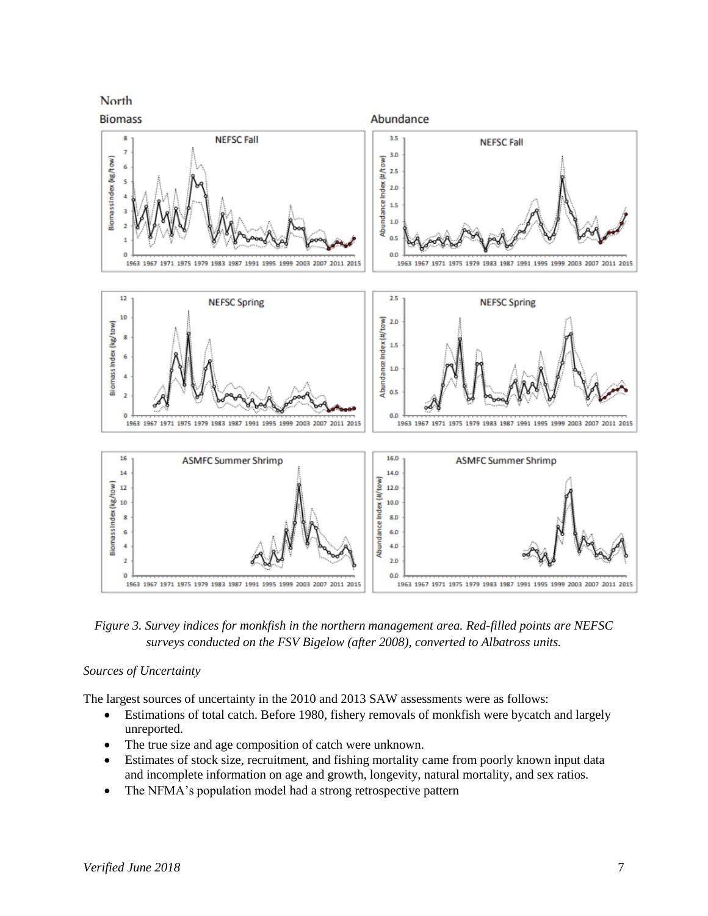*Figure 3. Survey indices for monkfish in the northern management area. Red-filled points are NEFSC surveys conducted on the FSV Bigelow (after 2008), converted to Albatross units.*

*Sources of Uncertainty*

The largest sources of uncertainty in the 2010 and 2013 SAW assessments were as follows:

- Estimations of total catch. Before 1980, fishery removals of monkfish were bycatch and largely unreported.
- The true size and age composition of catch were unknown.
- Estimates of stock size, recruitment, and fishing mortality came from poorly known input data and incomplete information on age and growth, longevity, natural mortality, and sex ratios.
- The NFMA's population model had a strong retrospective pattern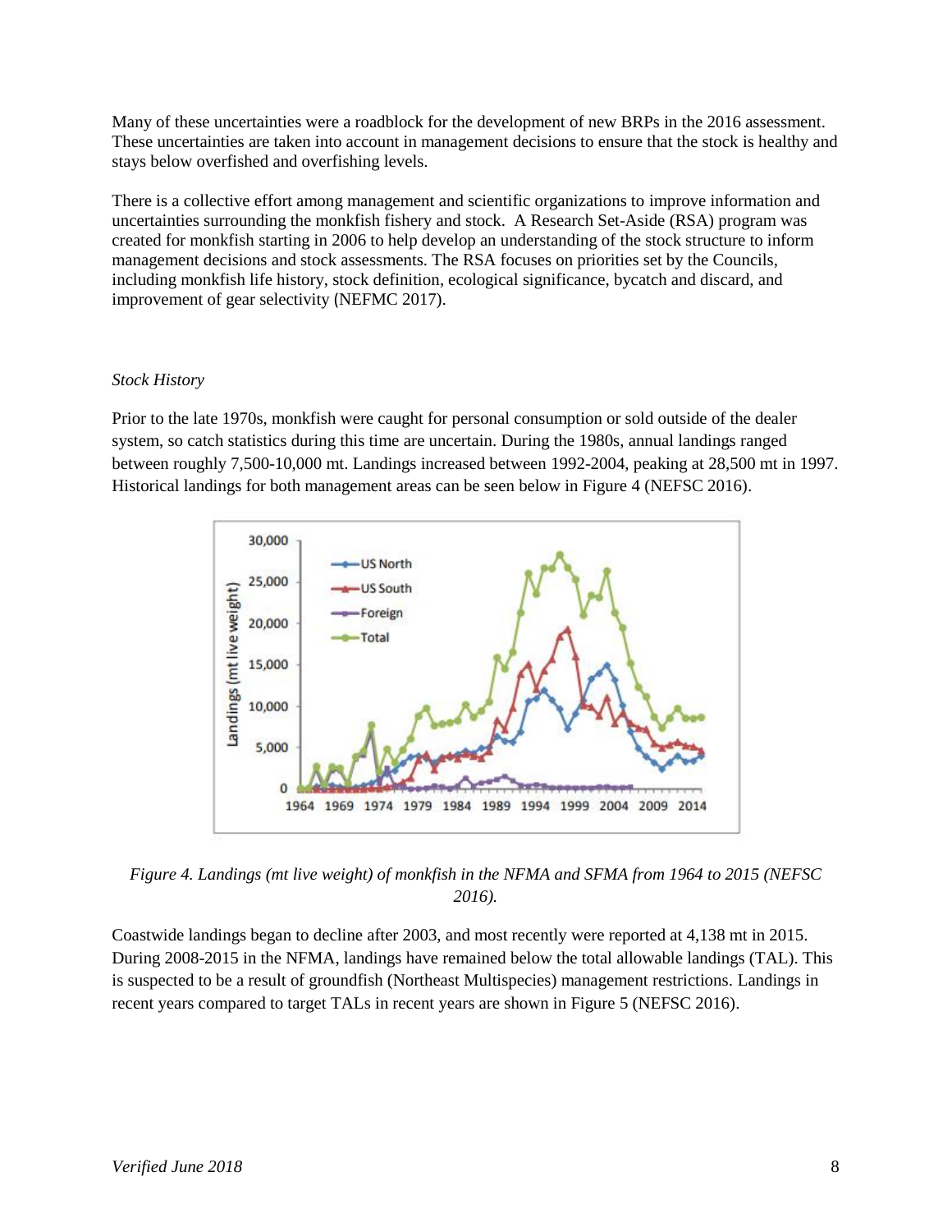Many of these uncertainties were a roadblock for the development of new BRPs in the 2016 assessment. These uncertainties are taken into account in management decisions to ensure that the stock is healthy and stays below overfished and overfishing levels.

There is a collective effort among management and scientific organizations to improve information and uncertainties surrounding the monkfish fishery and stock. A Research Set-Aside (RSA) program was created for monkfish starting in 2006 to help develop an understanding of the stock structure to inform management decisions and stock assessments. The RSA focuses on priorities set by the Councils, including monkfish life history, stock definition, ecological significance, bycatch and discard, and improvement of gear selectivity (NEFMC 2017).

*Stock History*

Prior to the late 1970s, monkfish were caught for personal consumption or sold outside of the dealer system, so catch statistics during this time are uncertain. During the 1980s, annual landings ranged between roughly 7,500-10,000 mt. Landings increased between 1992-2004, peaking at 28,500 mt in 1997. Historical landings for both management areas can be seen below in Figure 4 (NEFSC 2016).

*Figure 4. Landings (mt live weight) of monkfish in the NFMA and SFMA from 1964 to 2015 (NEFSC 2016).*

Coastwide landings began to decline after 2003, and most recently were reported at 4,138 mt in 2015. During 2008-2015 in the NFMA, landings have remained below the total allowable landings (TAL). This is suspected to be a result of groundfish (Northeast Multispecies) management restrictions. Landings in recent years compared to target TALs in recent years are shown in Figure 5 (NEFSC 2016).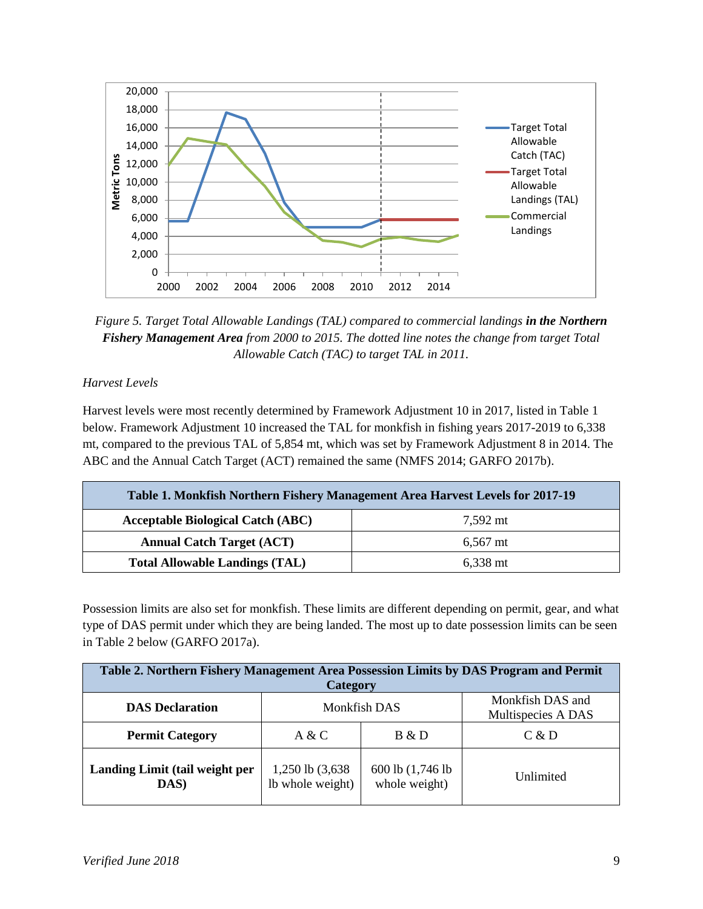*Figure 5. Target Total Allowable Landings (TAL) compared to commercial landings **in the Northern Fishery Management Area** from 2000 to 2015. The dotted line notes the change from target Total Allowable Catch (TAC) to target TAL in 2011.*

*Harvest Levels*

Harvest levels were most recently determined by Framework Adjustment 10 in 2017, listed in Table 1 below. Framework Adjustment 10 increased the TAL for monkfish in fishing years 2017-2019 to 6,338 mt, compared to the previous TAL of 5,854 mt, which was set by Framework Adjustment 8 in 2014. The ABC and the Annual Catch Target (ACT) remained the same (NMFS 2014; GARFO 2017b).

| **Table 1. Monkfish Northern Fishery Management Area Harvest Levels for 2017-19** | |
|---|---|
| **Acceptable Biological Catch (ABC)** | 7,592 mt |
| **Annual Catch Target (ACT)** | 6,567 mt |
| **Total Allowable Landings (TAL)** | 6,338 mt |

Possession limits are also set for monkfish. These limits are different depending on permit, gear, and what type of DAS permit under which they are being landed. The most up to date possession limits can be seen in Table 2 below (GARFO 2017a).

| **Table 2. Northern Fishery Management Area Possession Limits by DAS Program and Permit Category** | | | |
|---|---|---|---|
| **DAS Declaration** | Monkfish DAS | | Monkfish DAS and Multispecies A DAS |
| **Permit Category** | A & C | B & D | C & D |
| **Landing Limit (tail weight per DAS)** | 1,250 lb (3,638 lb whole weight) | 600 lb (1,746 lb whole weight) | Unlimited |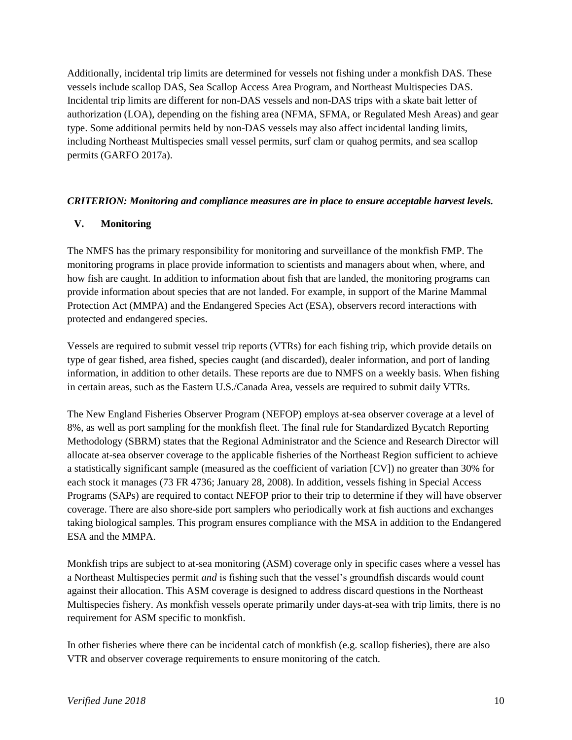Additionally, incidental trip limits are determined for vessels not fishing under a monkfish DAS. These vessels include scallop DAS, Sea Scallop Access Area Program, and Northeast Multispecies DAS. Incidental trip limits are different for non-DAS vessels and non-DAS trips with a skate bait letter of authorization (LOA), depending on the fishing area (NFMA, SFMA, or Regulated Mesh Areas) and gear type. Some additional permits held by non-DAS vessels may also affect incidental landing limits, including Northeast Multispecies small vessel permits, surf clam or quahog permits, and sea scallop permits (GARFO 2017a).

***CRITERION: Monitoring and compliance measures are in place to ensure acceptable harvest levels.***

## V. Monitoring

The NMFS has the primary responsibility for monitoring and surveillance of the monkfish FMP. The monitoring programs in place provide information to scientists and managers about when, where, and how fish are caught. In addition to information about fish that are landed, the monitoring programs can provide information about species that are not landed. For example, in support of the Marine Mammal Protection Act (MMPA) and the Endangered Species Act (ESA), observers record interactions with protected and endangered species.

Vessels are required to submit vessel trip reports (VTRs) for each fishing trip, which provide details on type of gear fished, area fished, species caught (and discarded), dealer information, and port of landing information, in addition to other details. These reports are due to NMFS on a weekly basis. When fishing in certain areas, such as the Eastern U.S./Canada Area, vessels are required to submit daily VTRs.

The New England Fisheries Observer Program (NEFOP) employs at-sea observer coverage at a level of 8%, as well as port sampling for the monkfish fleet. The final rule for Standardized Bycatch Reporting Methodology (SBRM) states that the Regional Administrator and the Science and Research Director will allocate at-sea observer coverage to the applicable fisheries of the Northeast Region sufficient to achieve a statistically significant sample (measured as the coefficient of variation [CV]) no greater than 30% for each stock it manages (73 FR 4736; January 28, 2008). In addition, vessels fishing in Special Access Programs (SAPs) are required to contact NEFOP prior to their trip to determine if they will have observer coverage. There are also shore-side port samplers who periodically work at fish auctions and exchanges taking biological samples. This program ensures compliance with the MSA in addition to the Endangered ESA and the MMPA.

Monkfish trips are subject to at-sea monitoring (ASM) coverage only in specific cases where a vessel has a Northeast Multispecies permit *and* is fishing such that the vessel's groundfish discards would count against their allocation. This ASM coverage is designed to address discard questions in the Northeast Multispecies fishery. As monkfish vessels operate primarily under days-at-sea with trip limits, there is no requirement for ASM specific to monkfish.

In other fisheries where there can be incidental catch of monkfish (e.g. scallop fisheries), there are also VTR and observer coverage requirements to ensure monitoring of the catch.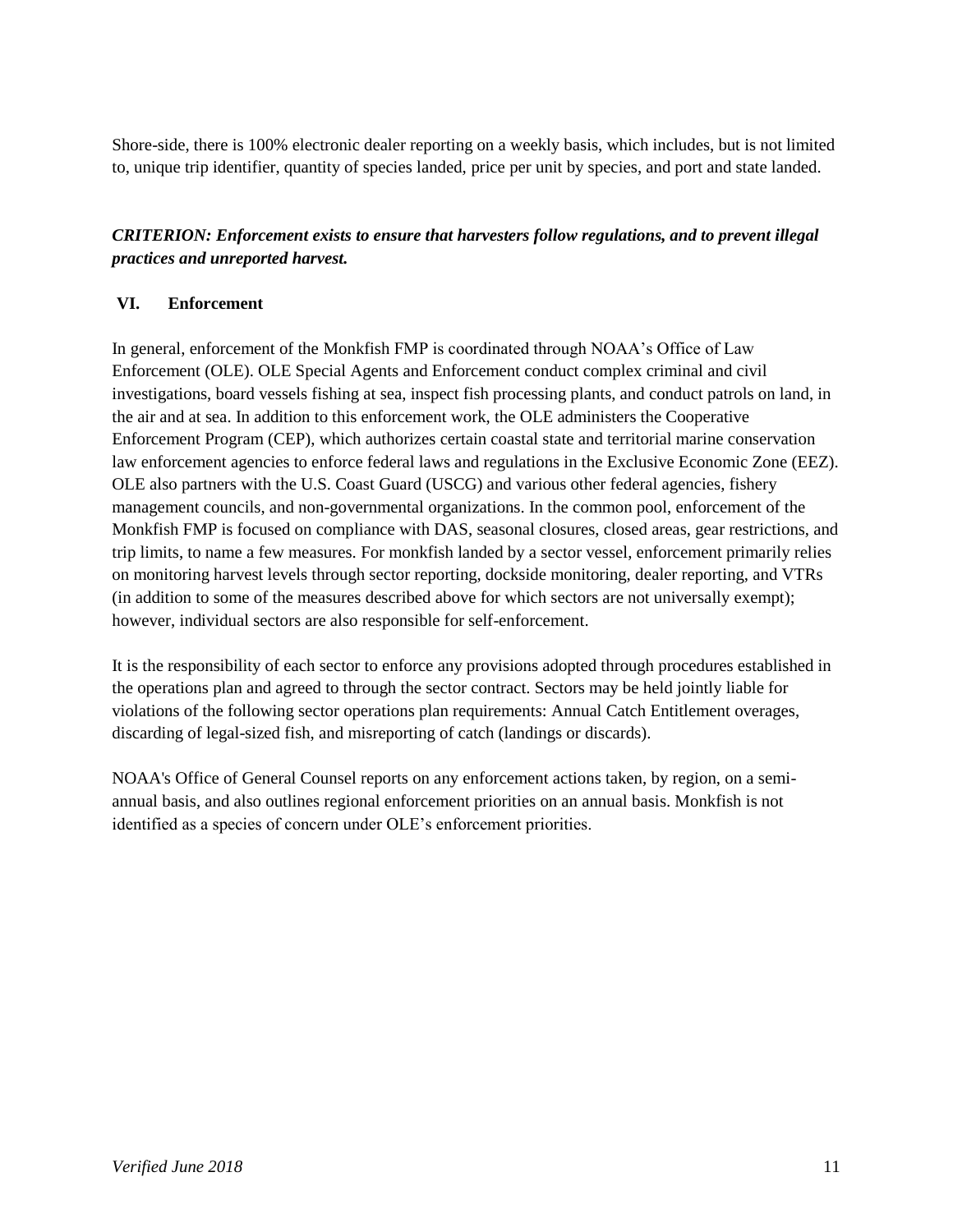Shore-side, there is 100% electronic dealer reporting on a weekly basis, which includes, but is not limited to, unique trip identifier, quantity of species landed, price per unit by species, and port and state landed.

***CRITERION: Enforcement exists to ensure that harvesters follow regulations, and to prevent illegal practices and unreported harvest.***

## VI. Enforcement

In general, enforcement of the Monkfish FMP is coordinated through NOAA's Office of Law Enforcement (OLE). OLE Special Agents and Enforcement conduct complex criminal and civil investigations, board vessels fishing at sea, inspect fish processing plants, and conduct patrols on land, in the air and at sea. In addition to this enforcement work, the OLE administers the Cooperative Enforcement Program (CEP), which authorizes certain coastal state and territorial marine conservation law enforcement agencies to enforce federal laws and regulations in the Exclusive Economic Zone (EEZ). OLE also partners with the U.S. Coast Guard (USCG) and various other federal agencies, fishery management councils, and non-governmental organizations. In the common pool, enforcement of the Monkfish FMP is focused on compliance with DAS, seasonal closures, closed areas, gear restrictions, and trip limits, to name a few measures. For monkfish landed by a sector vessel, enforcement primarily relies on monitoring harvest levels through sector reporting, dockside monitoring, dealer reporting, and VTRs (in addition to some of the measures described above for which sectors are not universally exempt); however, individual sectors are also responsible for self-enforcement.

It is the responsibility of each sector to enforce any provisions adopted through procedures established in the operations plan and agreed to through the sector contract. Sectors may be held jointly liable for violations of the following sector operations plan requirements: Annual Catch Entitlement overages, discarding of legal-sized fish, and misreporting of catch (landings or discards).

NOAA's Office of General Counsel reports on any enforcement actions taken, by region, on a semi-annual basis, and also outlines regional enforcement priorities on an annual basis. Monkfish is not identified as a species of concern under OLE's enforcement priorities.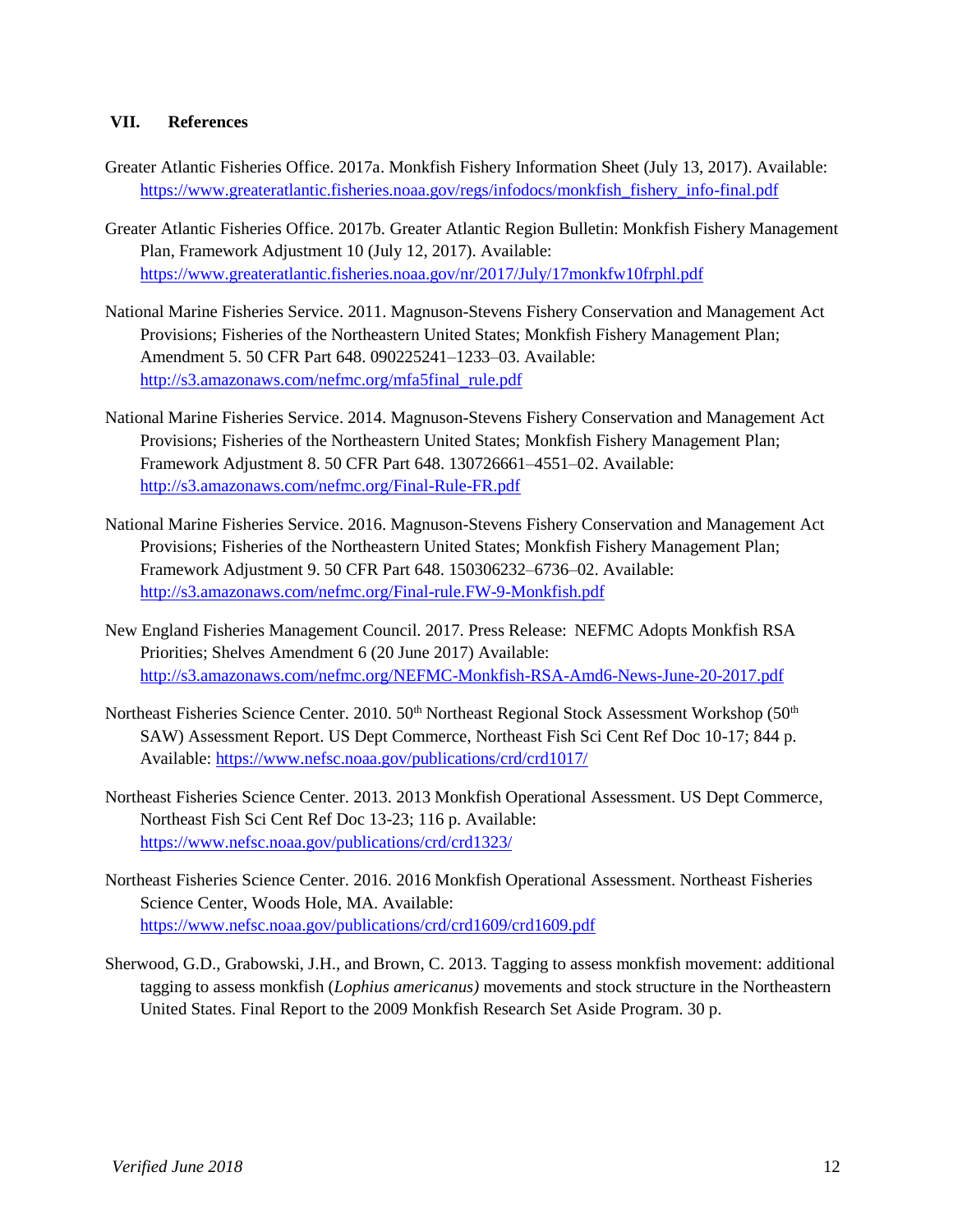## VII. References

Greater Atlantic Fisheries Office. 2017a. Monkfish Fishery Information Sheet (July 13, 2017). Available: https://www.greateratlantic.fisheries.noaa.gov/regs/infodocs/monkfish_fishery_info-final.pdf

Greater Atlantic Fisheries Office. 2017b. Greater Atlantic Region Bulletin: Monkfish Fishery Management Plan, Framework Adjustment 10 (July 12, 2017). Available: https://www.greateratlantic.fisheries.noaa.gov/nr/2017/July/17monkfw10frphl.pdf

National Marine Fisheries Service. 2011. Magnuson-Stevens Fishery Conservation and Management Act Provisions; Fisheries of the Northeastern United States; Monkfish Fishery Management Plan; Amendment 5. 50 CFR Part 648. 090225241–1233–03. Available: http://s3.amazonaws.com/nefmc.org/mfa5final_rule.pdf

National Marine Fisheries Service. 2014. Magnuson-Stevens Fishery Conservation and Management Act Provisions; Fisheries of the Northeastern United States; Monkfish Fishery Management Plan; Framework Adjustment 8. 50 CFR Part 648. 130726661–4551–02. Available: http://s3.amazonaws.com/nefmc.org/Final-Rule-FR.pdf

National Marine Fisheries Service. 2016. Magnuson-Stevens Fishery Conservation and Management Act Provisions; Fisheries of the Northeastern United States; Monkfish Fishery Management Plan; Framework Adjustment 9. 50 CFR Part 648. 150306232–6736–02. Available: http://s3.amazonaws.com/nefmc.org/Final-rule.FW-9-Monkfish.pdf

New England Fisheries Management Council. 2017. Press Release: NEFMC Adopts Monkfish RSA Priorities; Shelves Amendment 6 (20 June 2017) Available: http://s3.amazonaws.com/nefmc.org/NEFMC-Monkfish-RSA-Amd6-News-June-20-2017.pdf

Northeast Fisheries Science Center. 2010. 50th Northeast Regional Stock Assessment Workshop (50th SAW) Assessment Report. US Dept Commerce, Northeast Fish Sci Cent Ref Doc 10-17; 844 p. Available: https://www.nefsc.noaa.gov/publications/crd/crd1017/

Northeast Fisheries Science Center. 2013. 2013 Monkfish Operational Assessment. US Dept Commerce, Northeast Fish Sci Cent Ref Doc 13-23; 116 p. Available: https://www.nefsc.noaa.gov/publications/crd/crd1323/

Northeast Fisheries Science Center. 2016. 2016 Monkfish Operational Assessment. Northeast Fisheries Science Center, Woods Hole, MA. Available: https://www.nefsc.noaa.gov/publications/crd/crd1609/crd1609.pdf

Sherwood, G.D., Grabowski, J.H., and Brown, C. 2013. Tagging to assess monkfish movement: additional tagging to assess monkfish (*Lophius americanus)* movements and stock structure in the Northeastern United States. Final Report to the 2009 Monkfish Research Set Aside Program. 30 p.

*Verified June 2018*